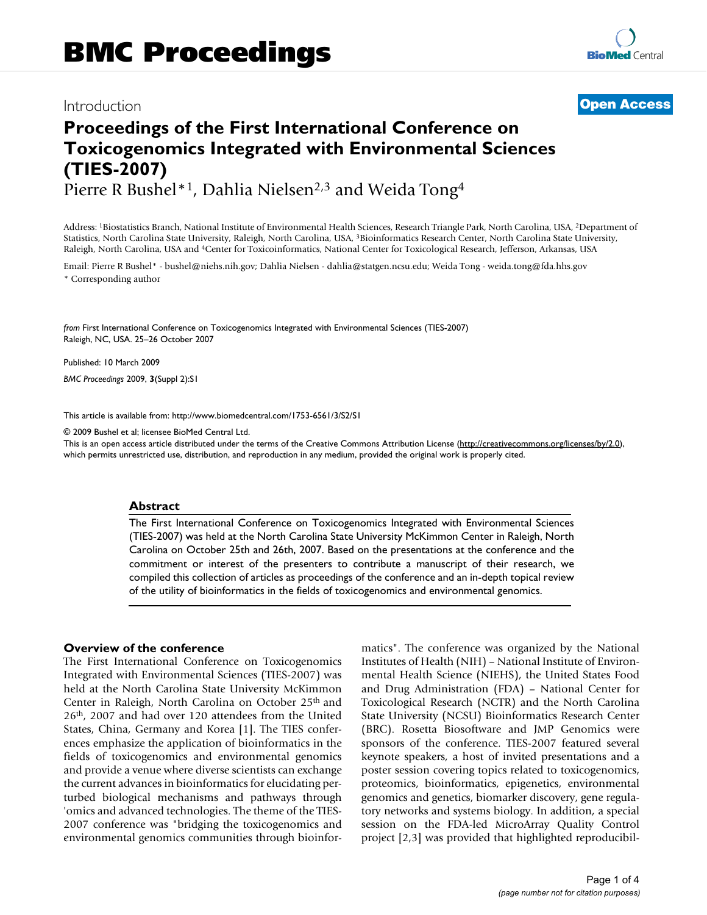Introduction

**Open Access**

# Proceedings of the First International Conference on Toxicogenomics Integrated with Environmental Sciences (TIES-2007)

Pierre R Bushel*[1], Dahlia Nielsen[2,3] and Weida Tong[4]

Address: [1]Biostatistics Branch, National Institute of Environmental Health Sciences, Research Triangle Park, North Carolina, USA, [2]Department of Statistics, North Carolina State University, Raleigh, North Carolina, USA, [3]Bioinformatics Research Center, North Carolina State University, Raleigh, North Carolina, USA and [4]Center for Toxicoinformatics, National Center for Toxicological Research, Jefferson, Arkansas, USA

Email: Pierre R Bushel* - bushel@niehs.nih.gov; Dahlia Nielsen - dahlia@statgen.ncsu.edu; Weida Tong - weida.tong@fda.hhs.gov

* Corresponding author

*from* First International Conference on Toxicogenomics Integrated with Environmental Sciences (TIES-2007)
Raleigh, NC, USA. 25–26 October 2007

Published: 10 March 2009

*BMC Proceedings* 2009, **3**(Suppl 2):S1

This article is available from: http://www.biomedcentral.com/1753-6561/3/S2/S1

© 2009 Bushel et al; licensee BioMed Central Ltd.
This is an open access article distributed under the terms of the Creative Commons Attribution License (http://creativecommons.org/licenses/by/2.0), which permits unrestricted use, distribution, and reproduction in any medium, provided the original work is properly cited.

## Abstract

The First International Conference on Toxicogenomics Integrated with Environmental Sciences (TIES-2007) was held at the North Carolina State University McKimmon Center in Raleigh, North Carolina on October 25th and 26th, 2007. Based on the presentations at the conference and the commitment or interest of the presenters to contribute a manuscript of their research, we compiled this collection of articles as proceedings of the conference and an in-depth topical review of the utility of bioinformatics in the fields of toxicogenomics and environmental genomics.

## Overview of the conference

The First International Conference on Toxicogenomics Integrated with Environmental Sciences (TIES-2007) was held at the North Carolina State University McKimmon Center in Raleigh, North Carolina on October 25th and 26th, 2007 and had over 120 attendees from the United States, China, Germany and Korea [1]. The TIES conferences emphasize the application of bioinformatics in the fields of toxicogenomics and environmental genomics and provide a venue where diverse scientists can exchange the current advances in bioinformatics for elucidating perturbed biological mechanisms and pathways through 'omics and advanced technologies. The theme of the TIES-2007 conference was "bridging the toxicogenomics and environmental genomics communities through bioinformatics". The conference was organized by the National Institutes of Health (NIH) – National Institute of Environmental Health Science (NIEHS), the United States Food and Drug Administration (FDA) – National Center for Toxicological Research (NCTR) and the North Carolina State University (NCSU) Bioinformatics Research Center (BRC). Rosetta Biosoftware and JMP Genomics were sponsors of the conference. TIES-2007 featured several keynote speakers, a host of invited presentations and a poster session covering topics related to toxicogenomics, proteomics, bioinformatics, epigenetics, environmental genomics and genetics, biomarker discovery, gene regulatory networks and systems biology. In addition, a special session on the FDA-led MicroArray Quality Control project [2,3] was provided that highlighted reproducibil-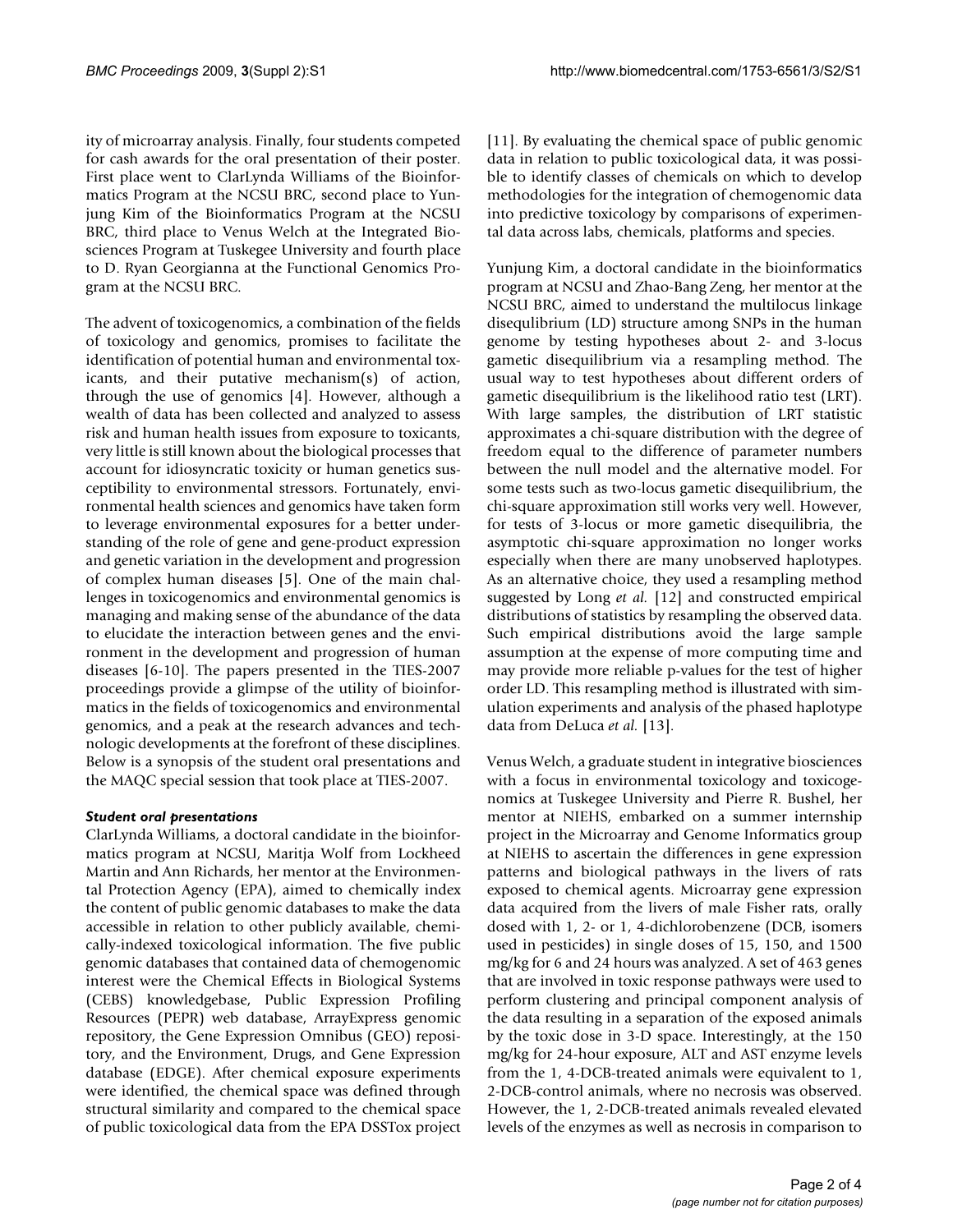ity of microarray analysis. Finally, four students competed for cash awards for the oral presentation of their poster. First place went to ClarLynda Williams of the Bioinformatics Program at the NCSU BRC, second place to Yunjung Kim of the Bioinformatics Program at the NCSU BRC, third place to Venus Welch at the Integrated Biosciences Program at Tuskegee University and fourth place to D. Ryan Georgianna at the Functional Genomics Program at the NCSU BRC.

The advent of toxicogenomics, a combination of the fields of toxicology and genomics, promises to facilitate the identification of potential human and environmental toxicants, and their putative mechanism(s) of action, through the use of genomics [4]. However, although a wealth of data has been collected and analyzed to assess risk and human health issues from exposure to toxicants, very little is still known about the biological processes that account for idiosyncratic toxicity or human genetics susceptibility to environmental stressors. Fortunately, environmental health sciences and genomics have taken form to leverage environmental exposures for a better understanding of the role of gene and gene-product expression and genetic variation in the development and progression of complex human diseases [5]. One of the main challenges in toxicogenomics and environmental genomics is managing and making sense of the abundance of the data to elucidate the interaction between genes and the environment in the development and progression of human diseases [6-10]. The papers presented in the TIES-2007 proceedings provide a glimpse of the utility of bioinformatics in the fields of toxicogenomics and environmental genomics, and a peak at the research advances and technologic developments at the forefront of these disciplines. Below is a synopsis of the student oral presentations and the MAQC special session that took place at TIES-2007.

### *Student oral presentations*

ClarLynda Williams, a doctoral candidate in the bioinformatics program at NCSU, Maritja Wolf from Lockheed Martin and Ann Richards, her mentor at the Environmental Protection Agency (EPA), aimed to chemically index the content of public genomic databases to make the data accessible in relation to other publicly available, chemically-indexed toxicological information. The five public genomic databases that contained data of chemogenomic interest were the Chemical Effects in Biological Systems (CEBS) knowledgebase, Public Expression Profiling Resources (PEPR) web database, ArrayExpress genomic repository, the Gene Expression Omnibus (GEO) repository, and the Environment, Drugs, and Gene Expression database (EDGE). After chemical exposure experiments were identified, the chemical space was defined through structural similarity and compared to the chemical space of public toxicological data from the EPA DSSTox project [11]. By evaluating the chemical space of public genomic data in relation to public toxicological data, it was possible to identify classes of chemicals on which to develop methodologies for the integration of chemogenomic data into predictive toxicology by comparisons of experimental data across labs, chemicals, platforms and species.

Yunjung Kim, a doctoral candidate in the bioinformatics program at NCSU and Zhao-Bang Zeng, her mentor at the NCSU BRC, aimed to understand the multilocus linkage disequlibrium (LD) structure among SNPs in the human genome by testing hypotheses about 2- and 3-locus gametic disequilibrium via a resampling method. The usual way to test hypotheses about different orders of gametic disequilibrium is the likelihood ratio test (LRT). With large samples, the distribution of LRT statistic approximates a chi-square distribution with the degree of freedom equal to the difference of parameter numbers between the null model and the alternative model. For some tests such as two-locus gametic disequilibrium, the chi-square approximation still works very well. However, for tests of 3-locus or more gametic disequilibria, the asymptotic chi-square approximation no longer works especially when there are many unobserved haplotypes. As an alternative choice, they used a resampling method suggested by Long *et al.* [12] and constructed empirical distributions of statistics by resampling the observed data. Such empirical distributions avoid the large sample assumption at the expense of more computing time and may provide more reliable p-values for the test of higher order LD. This resampling method is illustrated with simulation experiments and analysis of the phased haplotype data from DeLuca *et al.* [13].

Venus Welch, a graduate student in integrative biosciences with a focus in environmental toxicology and toxicogenomics at Tuskegee University and Pierre R. Bushel, her mentor at NIEHS, embarked on a summer internship project in the Microarray and Genome Informatics group at NIEHS to ascertain the differences in gene expression patterns and biological pathways in the livers of rats exposed to chemical agents. Microarray gene expression data acquired from the livers of male Fisher rats, orally dosed with 1, 2- or 1, 4-dichlorobenzene (DCB, isomers used in pesticides) in single doses of 15, 150, and 1500 mg/kg for 6 and 24 hours was analyzed. A set of 463 genes that are involved in toxic response pathways were used to perform clustering and principal component analysis of the data resulting in a separation of the exposed animals by the toxic dose in 3-D space. Interestingly, at the 150 mg/kg for 24-hour exposure, ALT and AST enzyme levels from the 1, 4-DCB-treated animals were equivalent to 1, 2-DCB-control animals, where no necrosis was observed. However, the 1, 2-DCB-treated animals revealed elevated levels of the enzymes as well as necrosis in comparison to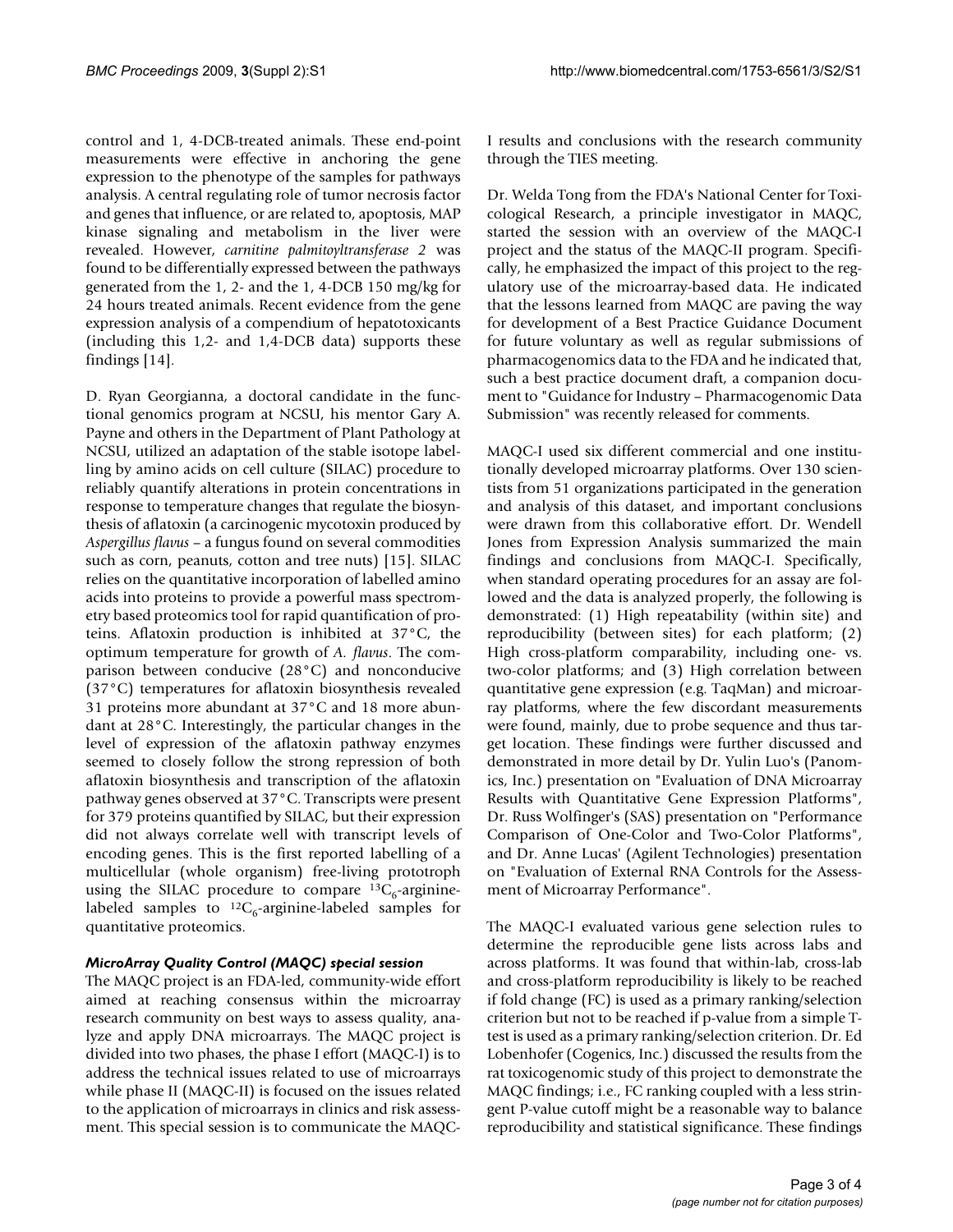control and 1, 4-DCB-treated animals. These end-point measurements were effective in anchoring the gene expression to the phenotype of the samples for pathways analysis. A central regulating role of tumor necrosis factor and genes that influence, or are related to, apoptosis, MAP kinase signaling and metabolism in the liver were revealed. However, *carnitine palmitoyltransferase 2* was found to be differentially expressed between the pathways generated from the 1, 2- and the 1, 4-DCB 150 mg/kg for 24 hours treated animals. Recent evidence from the gene expression analysis of a compendium of hepatotoxicants (including this 1,2- and 1,4-DCB data) supports these findings [14].

D. Ryan Georgianna, a doctoral candidate in the functional genomics program at NCSU, his mentor Gary A. Payne and others in the Department of Plant Pathology at NCSU, utilized an adaptation of the stable isotope labelling by amino acids on cell culture (SILAC) procedure to reliably quantify alterations in protein concentrations in response to temperature changes that regulate the biosynthesis of aflatoxin (a carcinogenic mycotoxin produced by *Aspergillus flavus* – a fungus found on several commodities such as corn, peanuts, cotton and tree nuts) [15]. SILAC relies on the quantitative incorporation of labelled amino acids into proteins to provide a powerful mass spectrometry based proteomics tool for rapid quantification of proteins. Aflatoxin production is inhibited at 37°C, the optimum temperature for growth of *A. flavus*. The comparison between conducive (28°C) and nonconducive (37°C) temperatures for aflatoxin biosynthesis revealed 31 proteins more abundant at 37°C and 18 more abundant at 28°C. Interestingly, the particular changes in the level of expression of the aflatoxin pathway enzymes seemed to closely follow the strong repression of both aflatoxin biosynthesis and transcription of the aflatoxin pathway genes observed at 37°C. Transcripts were present for 379 proteins quantified by SILAC, but their expression did not always correlate well with transcript levels of encoding genes. This is the first reported labelling of a multicellular (whole organism) free-living prototroph using the SILAC procedure to compare $^{13}C_6$-arginine-labeled samples to $^{12}C_6$-arginine-labeled samples for quantitative proteomics.

### MicroArray Quality Control (MAQC) special session

The MAQC project is an FDA-led, community-wide effort aimed at reaching consensus within the microarray research community on best ways to assess quality, analyze and apply DNA microarrays. The MAQC project is divided into two phases, the phase I effort (MAQC-I) is to address the technical issues related to use of microarrays while phase II (MAQC-II) is focused on the issues related to the application of microarrays in clinics and risk assessment. This special session is to communicate the MAQC-I results and conclusions with the research community through the TIES meeting.

Dr. Welda Tong from the FDA's National Center for Toxicological Research, a principle investigator in MAQC, started the session with an overview of the MAQC-I project and the status of the MAQC-II program. Specifically, he emphasized the impact of this project to the regulatory use of the microarray-based data. He indicated that the lessons learned from MAQC are paving the way for development of a Best Practice Guidance Document for future voluntary as well as regular submissions of pharmacogenomics data to the FDA and he indicated that, such a best practice document draft, a companion document to "Guidance for Industry – Pharmacogenomic Data Submission" was recently released for comments.

MAQC-I used six different commercial and one institutionally developed microarray platforms. Over 130 scientists from 51 organizations participated in the generation and analysis of this dataset, and important conclusions were drawn from this collaborative effort. Dr. Wendell Jones from Expression Analysis summarized the main findings and conclusions from MAQC-I. Specifically, when standard operating procedures for an assay are followed and the data is analyzed properly, the following is demonstrated: (1) High repeatability (within site) and reproducibility (between sites) for each platform; (2) High cross-platform comparability, including one- vs. two-color platforms; and (3) High correlation between quantitative gene expression (e.g. TaqMan) and microarray platforms, where the few discordant measurements were found, mainly, due to probe sequence and thus target location. These findings were further discussed and demonstrated in more detail by Dr. Yulin Luo's (Panomics, Inc.) presentation on "Evaluation of DNA Microarray Results with Quantitative Gene Expression Platforms", Dr. Russ Wolfinger's (SAS) presentation on "Performance Comparison of One-Color and Two-Color Platforms", and Dr. Anne Lucas' (Agilent Technologies) presentation on "Evaluation of External RNA Controls for the Assessment of Microarray Performance".

The MAQC-I evaluated various gene selection rules to determine the reproducible gene lists across labs and across platforms. It was found that within-lab, cross-lab and cross-platform reproducibility is likely to be reached if fold change (FC) is used as a primary ranking/selection criterion but not to be reached if p-value from a simple T-test is used as a primary ranking/selection criterion. Dr. Ed Lobenhofer (Cogenics, Inc.) discussed the results from the rat toxicogenomic study of this project to demonstrate the MAQC findings; i.e., FC ranking coupled with a less stringent P-value cutoff might be a reasonable way to balance reproducibility and statistical significance. These findings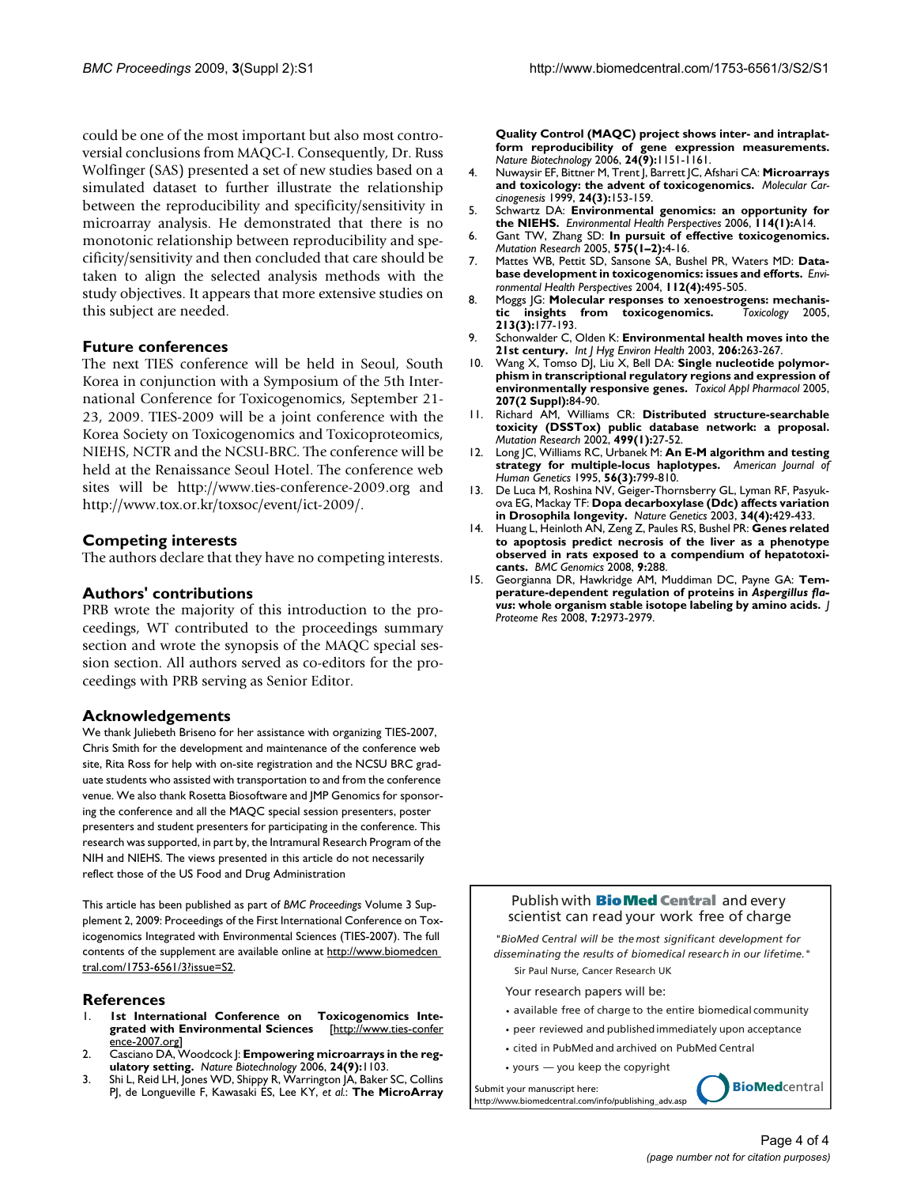could be one of the most important but also most controversial conclusions from MAQC-I. Consequently, Dr. Russ Wolfinger (SAS) presented a set of new studies based on a simulated dataset to further illustrate the relationship between the reproducibility and specificity/sensitivity in microarray analysis. He demonstrated that there is no monotonic relationship between reproducibility and specificity/sensitivity and then concluded that care should be taken to align the selected analysis methods with the study objectives. It appears that more extensive studies on this subject are needed.

## Future conferences

The next TIES conference will be held in Seoul, South Korea in conjunction with a Symposium of the 5th International Conference for Toxicogenomics, September 21-23, 2009. TIES-2009 will be a joint conference with the Korea Society on Toxicogenomics and Toxicoproteomics, NIEHS, NCTR and the NCSU-BRC. The conference will be held at the Renaissance Seoul Hotel. The conference web sites will be http://www.ties-conference-2009.org and http://www.tox.or.kr/toxsoc/event/ict-2009/.

## Competing interests

The authors declare that they have no competing interests.

## Authors' contributions

PRB wrote the majority of this introduction to the proceedings, WT contributed to the proceedings summary section and wrote the synopsis of the MAQC special session section. All authors served as co-editors for the proceedings with PRB serving as Senior Editor.

## Acknowledgements

We thank Juliebeth Briseno for her assistance with organizing TIES-2007, Chris Smith for the development and maintenance of the conference web site, Rita Ross for help with on-site registration and the NCSU BRC graduate students who assisted with transportation to and from the conference venue. We also thank Rosetta Biosoftware and JMP Genomics for sponsoring the conference and all the MAQC special session presenters, poster presenters and student presenters for participating in the conference. This research was supported, in part by, the Intramural Research Program of the NIH and NIEHS. The views presented in this article do not necessarily reflect those of the US Food and Drug Administration

This article has been published as part of *BMC Proceedings* Volume 3 Supplement 2, 2009: Proceedings of the First International Conference on Toxicogenomics Integrated with Environmental Sciences (TIES-2007). The full contents of the supplement are available online at http://www.biomedcentral.com/1753-6561/3?issue=S2.

## References

1. **1st International Conference on Toxicogenomics Integrated with Environmental Sciences** [http://www.ties-conference-2007.org]
2. Casciano DA, Woodcock J: **Empowering microarrays in the regulatory setting.** *Nature Biotechnology* 2006, **24(9):**1103.
3. Shi L, Reid LH, Jones WD, Shippy R, Warrington JA, Baker SC, Collins PJ, de Longueville F, Kawasaki ES, Lee KY, *et al.*: **The MicroArray Quality Control (MAQC) project shows inter- and intraplatform reproducibility of gene expression measurements.** *Nature Biotechnology* 2006, **24(9):**1151-1161.
4. Nuwaysir EF, Bittner M, Trent J, Barrett JC, Afshari CA: **Microarrays and toxicology: the advent of toxicogenomics.** *Molecular Carcinogenesis* 1999, **24(3):**153-159.
5. Schwartz DA: **Environmental genomics: an opportunity for the NIEHS.** *Environmental Health Perspectives* 2006, **114(1):**A14.
6. Gant TW, Zhang SD: **In pursuit of effective toxicogenomics.** *Mutation Research* 2005, **575(1–2):**4-16.
7. Mattes WB, Pettit SD, Sansone SA, Bushel PR, Waters MD: **Database development in toxicogenomics: issues and efforts.** *Environmental Health Perspectives* 2004, **112(4):**495-505.
8. Moggs JG: **Molecular responses to xenoestrogens: mechanistic insights from toxicogenomics.** *Toxicology* 2005, **213(3):**177-193.
9. Schonwalder C, Olden K: **Environmental health moves into the 21st century.** *Int J Hyg Environ Health* 2003, **206:**263-267.
10. Wang X, Tomso DJ, Liu X, Bell DA: **Single nucleotide polymorphism in transcriptional regulatory regions and expression of environmentally responsive genes.** *Toxicol Appl Pharmacol* 2005, **207(2 Suppl):**84-90.
11. Richard AM, Williams CR: **Distributed structure-searchable toxicity (DSSTox) public database network: a proposal.** *Mutation Research* 2002, **499(1):**27-52.
12. Long JC, Williams RC, Urbanek M: **An E-M algorithm and testing strategy for multiple-locus haplotypes.** *American Journal of Human Genetics* 1995, **56(3):**799-810.
13. De Luca M, Roshina NV, Geiger-Thornsberry GL, Lyman RF, Pasyukova EG, Mackay TF: **Dopa decarboxylase (Ddc) affects variation in Drosophila longevity.** *Nature Genetics* 2003, **34(4):**429-433.
14. Huang L, Heinloth AN, Zeng Z, Paules RS, Bushel PR: **Genes related to apoptosis predict necrosis of the liver as a phenotype observed in rats exposed to a compendium of hepatotoxicants.** *BMC Genomics* 2008, **9:**288.
15. Georgianna DR, Hawkridge AM, Muddiman DC, Payne GA: **Temperature-dependent regulation of proteins in *Aspergillus flavus*: whole organism stable isotope labeling by amino acids.** *J Proteome Res* 2008, **7:**2973-2979.

Publish with **BioMed Central** and every scientist can read your work free of charge

*"BioMed Central will be the most significant development for disseminating the results of biomedical research in our lifetime."*
Sir Paul Nurse, Cancer Research UK

Your research papers will be:

- available free of charge to the entire biomedical community
- peer reviewed and published immediately upon acceptance
- cited in PubMed and archived on PubMed Central
- yours — you keep the copyright

Submit your manuscript here:
http://www.biomedcentral.com/info/publishing_adv.asp

BioMedcentral